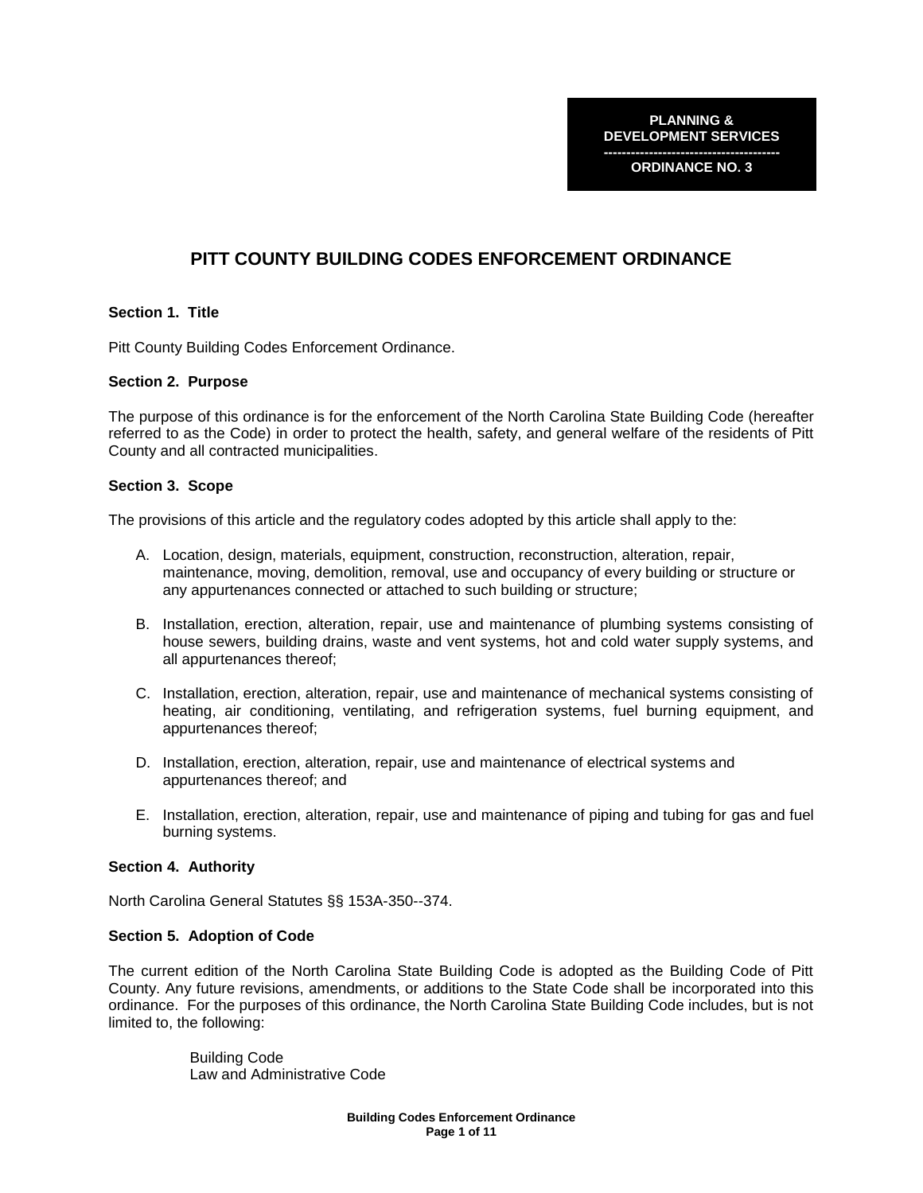**PLANNING & DEVELOPMENT SERVICES**

**ORDINANCE NO. 3**

# PITT COUNTY BUILDING CODES ENFORCEMENT ORDINANCE

### Section 1. Title

Pitt County Building Codes Enforcement Ordinance.

### Section 2. Purpose

The purpose of this ordinance is for the enforcement of the North Carolina State Building Code (hereafter referred to as the Code) in order to protect the health, safety, and general welfare of the residents of Pitt County and all contracted municipalities.

### Section 3. Scope

The provisions of this article and the regulatory codes adopted by this article shall apply to the:

A. Location, design, materials, equipment, construction, reconstruction, alteration, repair, maintenance, moving, demolition, removal, use and occupancy of every building or structure or any appurtenances connected or attached to such building or structure;

B. Installation, erection, alteration, repair, use and maintenance of plumbing systems consisting of house sewers, building drains, waste and vent systems, hot and cold water supply systems, and all appurtenances thereof;

C. Installation, erection, alteration, repair, use and maintenance of mechanical systems consisting of heating, air conditioning, ventilating, and refrigeration systems, fuel burning equipment, and appurtenances thereof;

D. Installation, erection, alteration, repair, use and maintenance of electrical systems and appurtenances thereof; and

E. Installation, erection, alteration, repair, use and maintenance of piping and tubing for gas and fuel burning systems.

### Section 4. Authority

North Carolina General Statutes §§ 153A-350--374.

### Section 5. Adoption of Code

The current edition of the North Carolina State Building Code is adopted as the Building Code of Pitt County. Any future revisions, amendments, or additions to the State Code shall be incorporated into this ordinance. For the purposes of this ordinance, the North Carolina State Building Code includes, but is not limited to, the following:

Building Code
Law and Administrative Code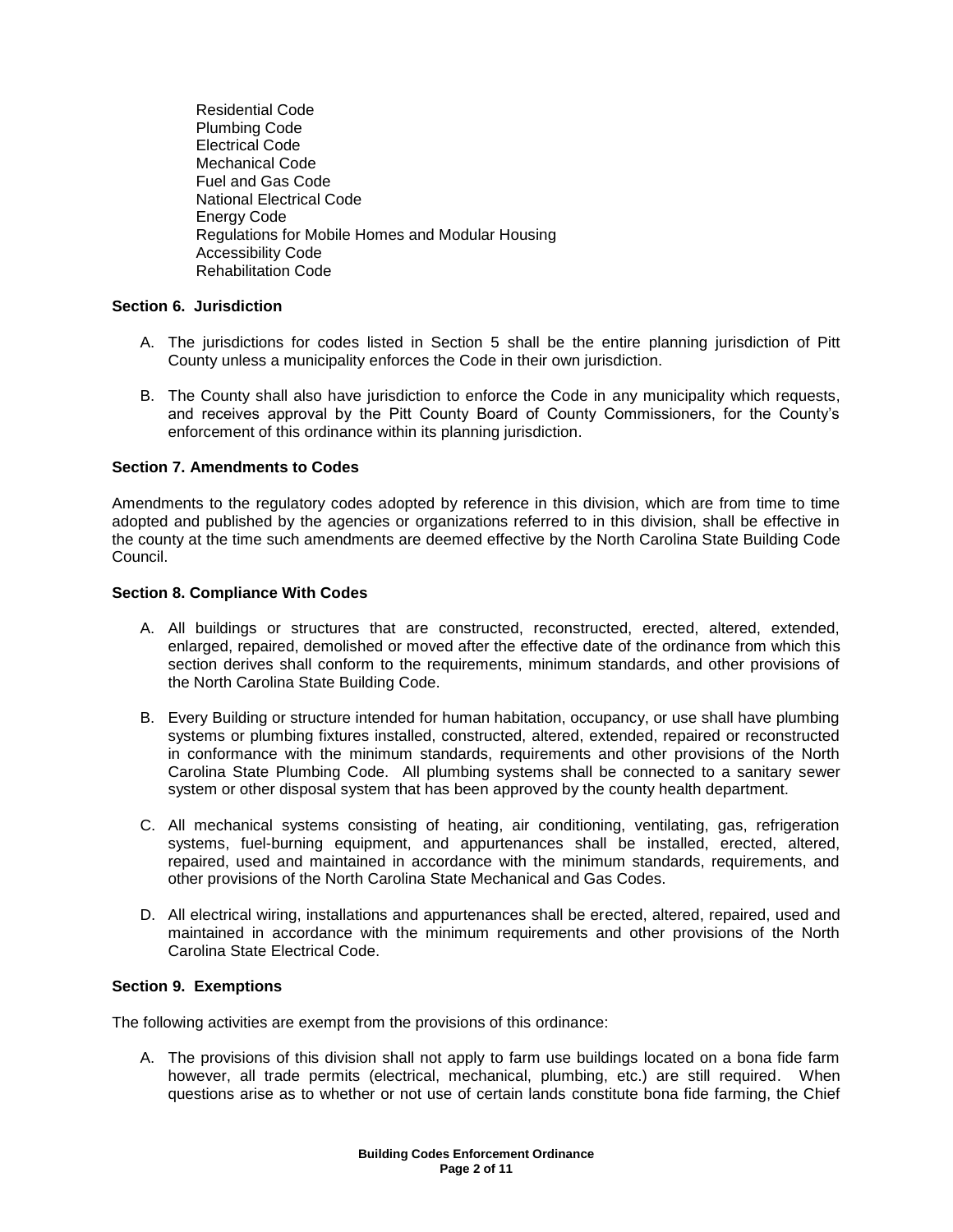Residential Code
Plumbing Code
Electrical Code
Mechanical Code
Fuel and Gas Code
National Electrical Code
Energy Code
Regulations for Mobile Homes and Modular Housing
Accessibility Code
Rehabilitation Code

**Section 6. Jurisdiction**

A. The jurisdictions for codes listed in Section 5 shall be the entire planning jurisdiction of Pitt County unless a municipality enforces the Code in their own jurisdiction.

B. The County shall also have jurisdiction to enforce the Code in any municipality which requests, and receives approval by the Pitt County Board of County Commissioners, for the County's enforcement of this ordinance within its planning jurisdiction.

**Section 7. Amendments to Codes**

Amendments to the regulatory codes adopted by reference in this division, which are from time to time adopted and published by the agencies or organizations referred to in this division, shall be effective in the county at the time such amendments are deemed effective by the North Carolina State Building Code Council.

**Section 8. Compliance With Codes**

A. All buildings or structures that are constructed, reconstructed, erected, altered, extended, enlarged, repaired, demolished or moved after the effective date of the ordinance from which this section derives shall conform to the requirements, minimum standards, and other provisions of the North Carolina State Building Code.

B. Every Building or structure intended for human habitation, occupancy, or use shall have plumbing systems or plumbing fixtures installed, constructed, altered, extended, repaired or reconstructed in conformance with the minimum standards, requirements and other provisions of the North Carolina State Plumbing Code. All plumbing systems shall be connected to a sanitary sewer system or other disposal system that has been approved by the county health department.

C. All mechanical systems consisting of heating, air conditioning, ventilating, gas, refrigeration systems, fuel-burning equipment, and appurtenances shall be installed, erected, altered, repaired, used and maintained in accordance with the minimum standards, requirements, and other provisions of the North Carolina State Mechanical and Gas Codes.

D. All electrical wiring, installations and appurtenances shall be erected, altered, repaired, used and maintained in accordance with the minimum requirements and other provisions of the North Carolina State Electrical Code.

**Section 9. Exemptions**

The following activities are exempt from the provisions of this ordinance:

A. The provisions of this division shall not apply to farm use buildings located on a bona fide farm however, all trade permits (electrical, mechanical, plumbing, etc.) are still required. When questions arise as to whether or not use of certain lands constitute bona fide farming, the Chief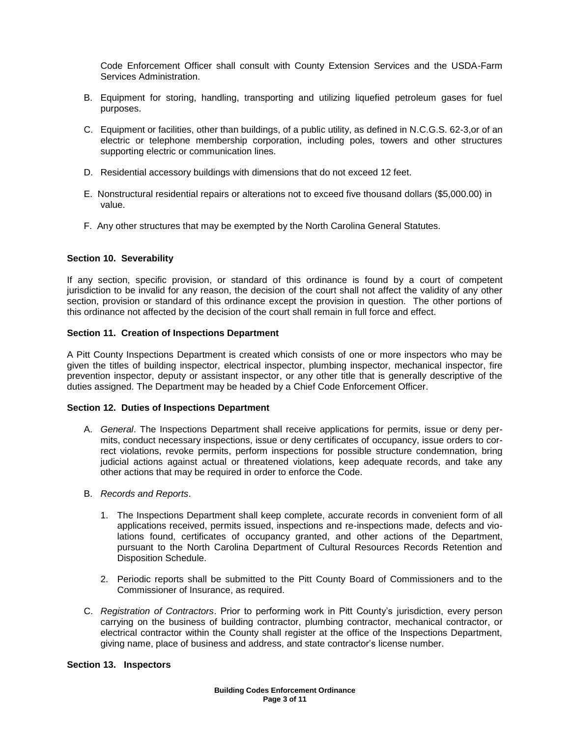Code Enforcement Officer shall consult with County Extension Services and the USDA-Farm Services Administration.

B. Equipment for storing, handling, transporting and utilizing liquefied petroleum gases for fuel purposes.

C. Equipment or facilities, other than buildings, of a public utility, as defined in N.C.G.S. 62-3,or of an electric or telephone membership corporation, including poles, towers and other structures supporting electric or communication lines.

D. Residential accessory buildings with dimensions that do not exceed 12 feet.

E. Nonstructural residential repairs or alterations not to exceed five thousand dollars ($5,000.00) in value.

F. Any other structures that may be exempted by the North Carolina General Statutes.

**Section 10. Severability**

If any section, specific provision, or standard of this ordinance is found by a court of competent jurisdiction to be invalid for any reason, the decision of the court shall not affect the validity of any other section, provision or standard of this ordinance except the provision in question. The other portions of this ordinance not affected by the decision of the court shall remain in full force and effect.

**Section 11. Creation of Inspections Department**

A Pitt County Inspections Department is created which consists of one or more inspectors who may be given the titles of building inspector, electrical inspector, plumbing inspector, mechanical inspector, fire prevention inspector, deputy or assistant inspector, or any other title that is generally descriptive of the duties assigned. The Department may be headed by a Chief Code Enforcement Officer.

**Section 12. Duties of Inspections Department**

A. *General*. The Inspections Department shall receive applications for permits, issue or deny permits, conduct necessary inspections, issue or deny certificates of occupancy, issue orders to correct violations, revoke permits, perform inspections for possible structure condemnation, bring judicial actions against actual or threatened violations, keep adequate records, and take any other actions that may be required in order to enforce the Code.

B. *Records and Reports*.

   1. The Inspections Department shall keep complete, accurate records in convenient form of all applications received, permits issued, inspections and re-inspections made, defects and violations found, certificates of occupancy granted, and other actions of the Department, pursuant to the North Carolina Department of Cultural Resources Records Retention and Disposition Schedule.

   2. Periodic reports shall be submitted to the Pitt County Board of Commissioners and to the Commissioner of Insurance, as required.

C. *Registration of Contractors*. Prior to performing work in Pitt County's jurisdiction, every person carrying on the business of building contractor, plumbing contractor, mechanical contractor, or electrical contractor within the County shall register at the office of the Inspections Department, giving name, place of business and address, and state contractor's license number.

**Section 13. Inspectors**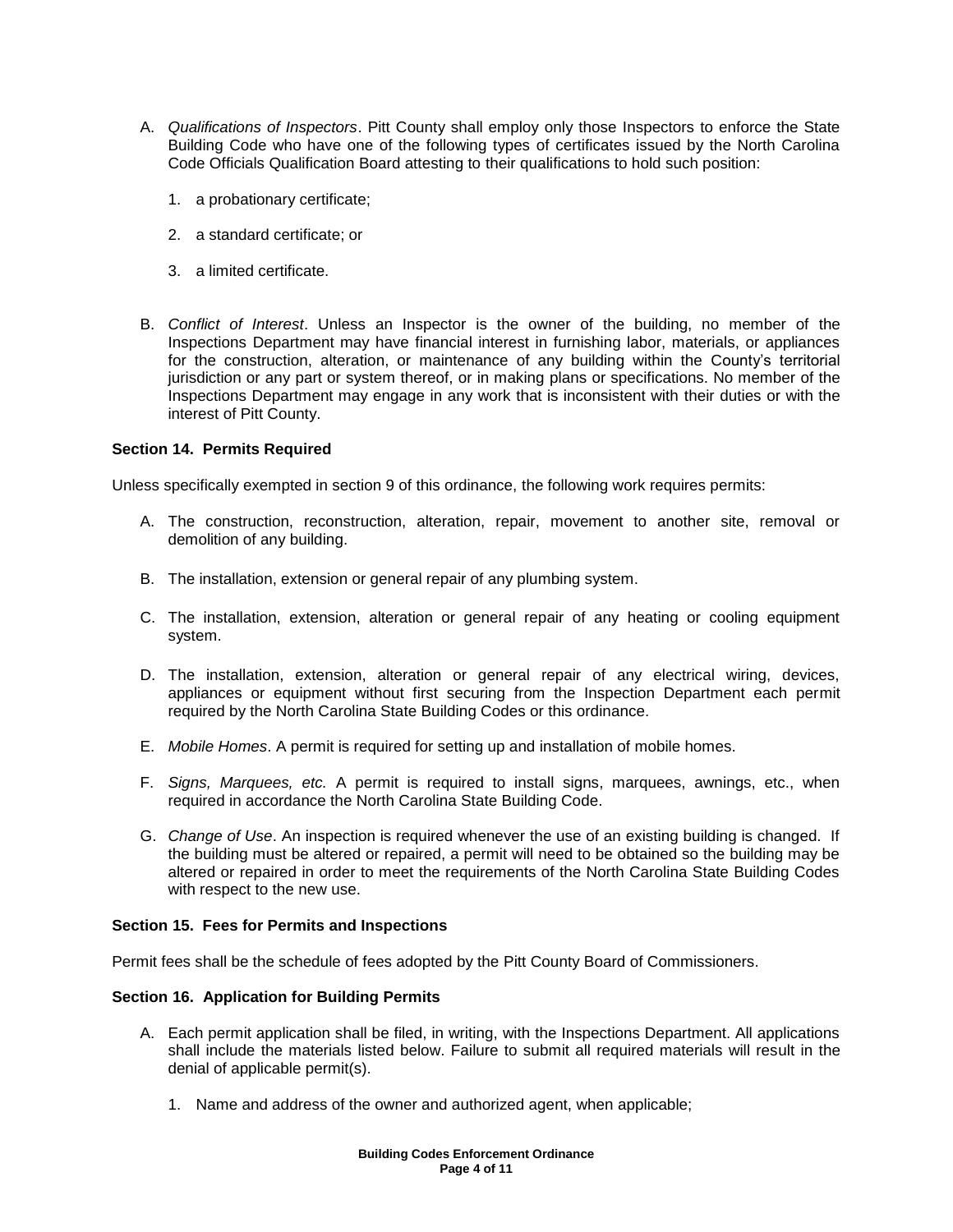A. *Qualifications of Inspectors*. Pitt County shall employ only those Inspectors to enforce the State Building Code who have one of the following types of certificates issued by the North Carolina Code Officials Qualification Board attesting to their qualifications to hold such position:

   1. a probationary certificate;

   2. a standard certificate; or

   3. a limited certificate.

B. *Conflict of Interest*. Unless an Inspector is the owner of the building, no member of the Inspections Department may have financial interest in furnishing labor, materials, or appliances for the construction, alteration, or maintenance of any building within the County's territorial jurisdiction or any part or system thereof, or in making plans or specifications. No member of the Inspections Department may engage in any work that is inconsistent with their duties or with the interest of Pitt County.

**Section 14. Permits Required**

Unless specifically exempted in section 9 of this ordinance, the following work requires permits:

A. The construction, reconstruction, alteration, repair, movement to another site, removal or demolition of any building.

B. The installation, extension or general repair of any plumbing system.

C. The installation, extension, alteration or general repair of any heating or cooling equipment system.

D. The installation, extension, alteration or general repair of any electrical wiring, devices, appliances or equipment without first securing from the Inspection Department each permit required by the North Carolina State Building Codes or this ordinance.

E. *Mobile Homes*. A permit is required for setting up and installation of mobile homes.

F. *Signs, Marquees, etc.* A permit is required to install signs, marquees, awnings, etc., when required in accordance the North Carolina State Building Code.

G. *Change of Use*. An inspection is required whenever the use of an existing building is changed. If the building must be altered or repaired, a permit will need to be obtained so the building may be altered or repaired in order to meet the requirements of the North Carolina State Building Codes with respect to the new use.

**Section 15. Fees for Permits and Inspections**

Permit fees shall be the schedule of fees adopted by the Pitt County Board of Commissioners.

**Section 16. Application for Building Permits**

A. Each permit application shall be filed, in writing, with the Inspections Department. All applications shall include the materials listed below. Failure to submit all required materials will result in the denial of applicable permit(s).

   1. Name and address of the owner and authorized agent, when applicable;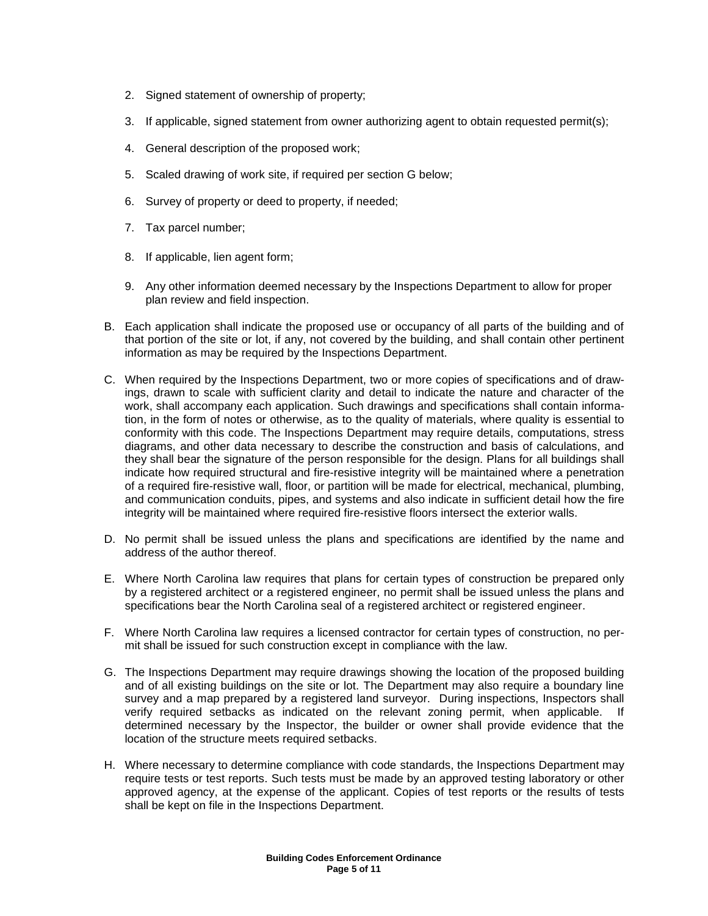2. Signed statement of ownership of property;

3. If applicable, signed statement from owner authorizing agent to obtain requested permit(s);

4. General description of the proposed work;

5. Scaled drawing of work site, if required per section G below;

6. Survey of property or deed to property, if needed;

7. Tax parcel number;

8. If applicable, lien agent form;

9. Any other information deemed necessary by the Inspections Department to allow for proper plan review and field inspection.

B. Each application shall indicate the proposed use or occupancy of all parts of the building and of that portion of the site or lot, if any, not covered by the building, and shall contain other pertinent information as may be required by the Inspections Department.

C. When required by the Inspections Department, two or more copies of specifications and of drawings, drawn to scale with sufficient clarity and detail to indicate the nature and character of the work, shall accompany each application. Such drawings and specifications shall contain information, in the form of notes or otherwise, as to the quality of materials, where quality is essential to conformity with this code. The Inspections Department may require details, computations, stress diagrams, and other data necessary to describe the construction and basis of calculations, and they shall bear the signature of the person responsible for the design. Plans for all buildings shall indicate how required structural and fire-resistive integrity will be maintained where a penetration of a required fire-resistive wall, floor, or partition will be made for electrical, mechanical, plumbing, and communication conduits, pipes, and systems and also indicate in sufficient detail how the fire integrity will be maintained where required fire-resistive floors intersect the exterior walls.

D. No permit shall be issued unless the plans and specifications are identified by the name and address of the author thereof.

E. Where North Carolina law requires that plans for certain types of construction be prepared only by a registered architect or a registered engineer, no permit shall be issued unless the plans and specifications bear the North Carolina seal of a registered architect or registered engineer.

F. Where North Carolina law requires a licensed contractor for certain types of construction, no permit shall be issued for such construction except in compliance with the law.

G. The Inspections Department may require drawings showing the location of the proposed building and of all existing buildings on the site or lot. The Department may also require a boundary line survey and a map prepared by a registered land surveyor. During inspections, Inspectors shall verify required setbacks as indicated on the relevant zoning permit, when applicable. If determined necessary by the Inspector, the builder or owner shall provide evidence that the location of the structure meets required setbacks.

H. Where necessary to determine compliance with code standards, the Inspections Department may require tests or test reports. Such tests must be made by an approved testing laboratory or other approved agency, at the expense of the applicant. Copies of test reports or the results of tests shall be kept on file in the Inspections Department.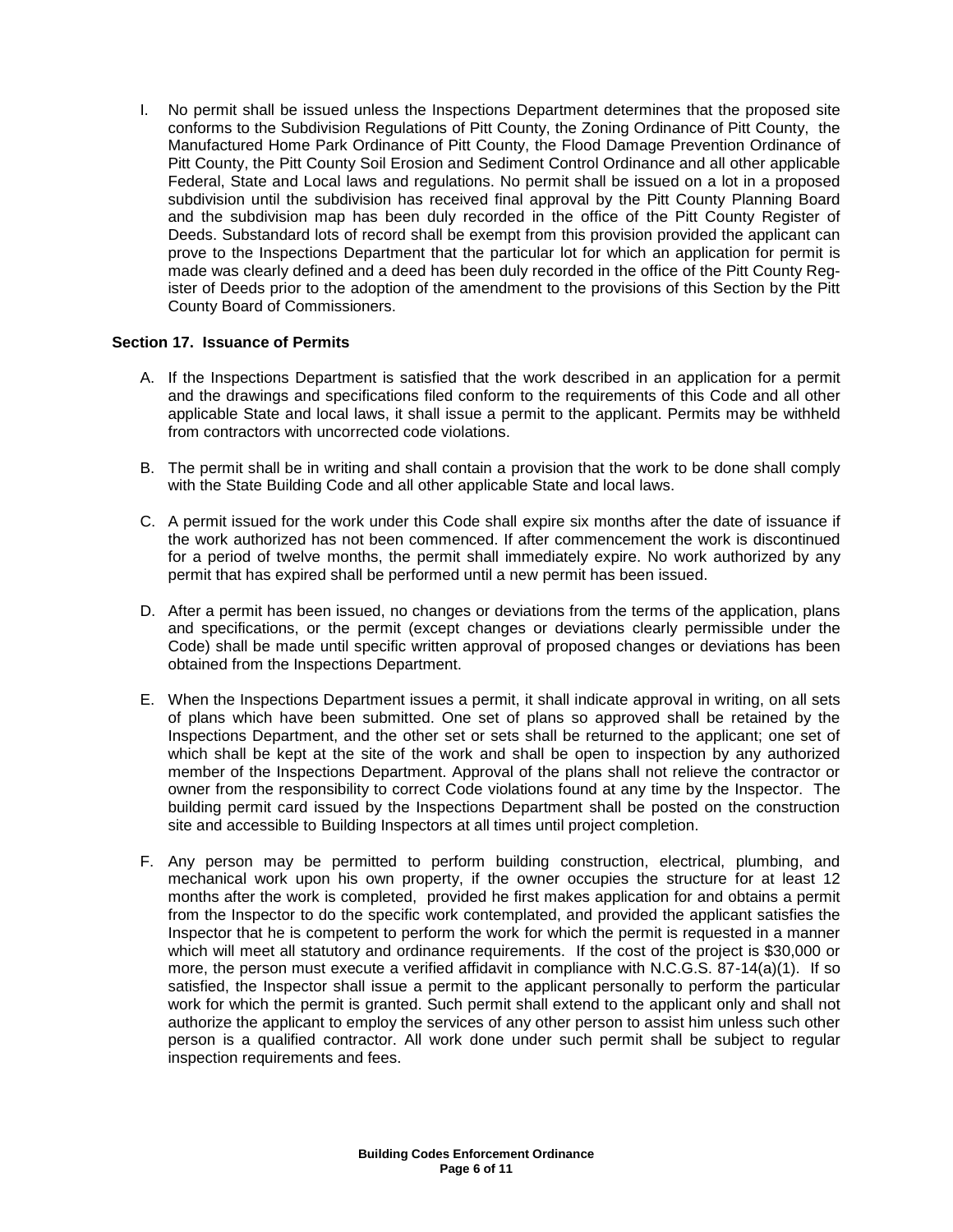I. No permit shall be issued unless the Inspections Department determines that the proposed site conforms to the Subdivision Regulations of Pitt County, the Zoning Ordinance of Pitt County, the Manufactured Home Park Ordinance of Pitt County, the Flood Damage Prevention Ordinance of Pitt County, the Pitt County Soil Erosion and Sediment Control Ordinance and all other applicable Federal, State and Local laws and regulations. No permit shall be issued on a lot in a proposed subdivision until the subdivision has received final approval by the Pitt County Planning Board and the subdivision map has been duly recorded in the office of the Pitt County Register of Deeds. Substandard lots of record shall be exempt from this provision provided the applicant can prove to the Inspections Department that the particular lot for which an application for permit is made was clearly defined and a deed has been duly recorded in the office of the Pitt County Register of Deeds prior to the adoption of the amendment to the provisions of this Section by the Pitt County Board of Commissioners.

**Section 17. Issuance of Permits**

A. If the Inspections Department is satisfied that the work described in an application for a permit and the drawings and specifications filed conform to the requirements of this Code and all other applicable State and local laws, it shall issue a permit to the applicant. Permits may be withheld from contractors with uncorrected code violations.

B. The permit shall be in writing and shall contain a provision that the work to be done shall comply with the State Building Code and all other applicable State and local laws.

C. A permit issued for the work under this Code shall expire six months after the date of issuance if the work authorized has not been commenced. If after commencement the work is discontinued for a period of twelve months, the permit shall immediately expire. No work authorized by any permit that has expired shall be performed until a new permit has been issued.

D. After a permit has been issued, no changes or deviations from the terms of the application, plans and specifications, or the permit (except changes or deviations clearly permissible under the Code) shall be made until specific written approval of proposed changes or deviations has been obtained from the Inspections Department.

E. When the Inspections Department issues a permit, it shall indicate approval in writing, on all sets of plans which have been submitted. One set of plans so approved shall be retained by the Inspections Department, and the other set or sets shall be returned to the applicant; one set of which shall be kept at the site of the work and shall be open to inspection by any authorized member of the Inspections Department. Approval of the plans shall not relieve the contractor or owner from the responsibility to correct Code violations found at any time by the Inspector. The building permit card issued by the Inspections Department shall be posted on the construction site and accessible to Building Inspectors at all times until project completion.

F. Any person may be permitted to perform building construction, electrical, plumbing, and mechanical work upon his own property, if the owner occupies the structure for at least 12 months after the work is completed, provided he first makes application for and obtains a permit from the Inspector to do the specific work contemplated, and provided the applicant satisfies the Inspector that he is competent to perform the work for which the permit is requested in a manner which will meet all statutory and ordinance requirements. If the cost of the project is $30,000 or more, the person must execute a verified affidavit in compliance with N.C.G.S. 87-14(a)(1). If so satisfied, the Inspector shall issue a permit to the applicant personally to perform the particular work for which the permit is granted. Such permit shall extend to the applicant only and shall not authorize the applicant to employ the services of any other person to assist him unless such other person is a qualified contractor. All work done under such permit shall be subject to regular inspection requirements and fees.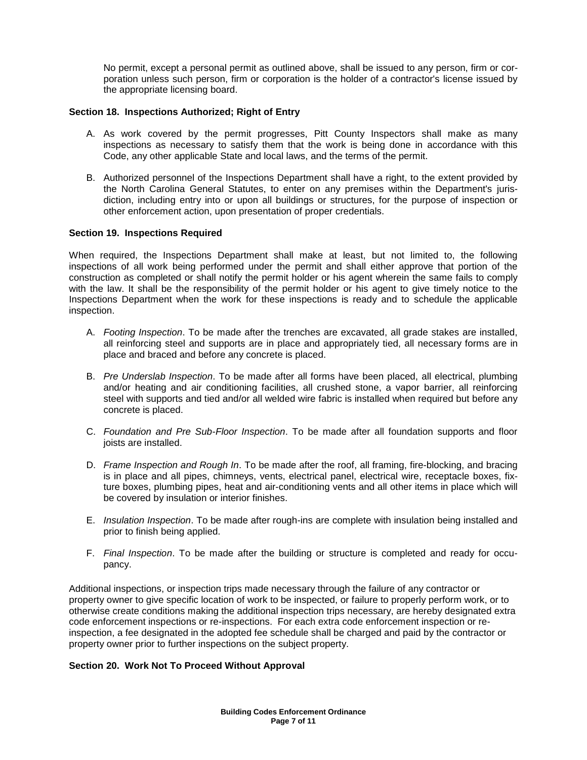No permit, except a personal permit as outlined above, shall be issued to any person, firm or corporation unless such person, firm or corporation is the holder of a contractor's license issued by the appropriate licensing board.

**Section 18. Inspections Authorized; Right of Entry**

A. As work covered by the permit progresses, Pitt County Inspectors shall make as many inspections as necessary to satisfy them that the work is being done in accordance with this Code, any other applicable State and local laws, and the terms of the permit.

B. Authorized personnel of the Inspections Department shall have a right, to the extent provided by the North Carolina General Statutes, to enter on any premises within the Department's jurisdiction, including entry into or upon all buildings or structures, for the purpose of inspection or other enforcement action, upon presentation of proper credentials.

**Section 19. Inspections Required**

When required, the Inspections Department shall make at least, but not limited to, the following inspections of all work being performed under the permit and shall either approve that portion of the construction as completed or shall notify the permit holder or his agent wherein the same fails to comply with the law. It shall be the responsibility of the permit holder or his agent to give timely notice to the Inspections Department when the work for these inspections is ready and to schedule the applicable inspection.

A. *Footing Inspection*. To be made after the trenches are excavated, all grade stakes are installed, all reinforcing steel and supports are in place and appropriately tied, all necessary forms are in place and braced and before any concrete is placed.

B. *Pre Underslab Inspection*. To be made after all forms have been placed, all electrical, plumbing and/or heating and air conditioning facilities, all crushed stone, a vapor barrier, all reinforcing steel with supports and tied and/or all welded wire fabric is installed when required but before any concrete is placed.

C. *Foundation and Pre Sub-Floor Inspection*. To be made after all foundation supports and floor joists are installed.

D. *Frame Inspection and Rough In*. To be made after the roof, all framing, fire-blocking, and bracing is in place and all pipes, chimneys, vents, electrical panel, electrical wire, receptacle boxes, fixture boxes, plumbing pipes, heat and air-conditioning vents and all other items in place which will be covered by insulation or interior finishes.

E. *Insulation Inspection*. To be made after rough-ins are complete with insulation being installed and prior to finish being applied.

F. *Final Inspection*. To be made after the building or structure is completed and ready for occupancy.

Additional inspections, or inspection trips made necessary through the failure of any contractor or property owner to give specific location of work to be inspected, or failure to properly perform work, or to otherwise create conditions making the additional inspection trips necessary, are hereby designated extra code enforcement inspections or re-inspections. For each extra code enforcement inspection or re-inspection, a fee designated in the adopted fee schedule shall be charged and paid by the contractor or property owner prior to further inspections on the subject property.

**Section 20. Work Not To Proceed Without Approval**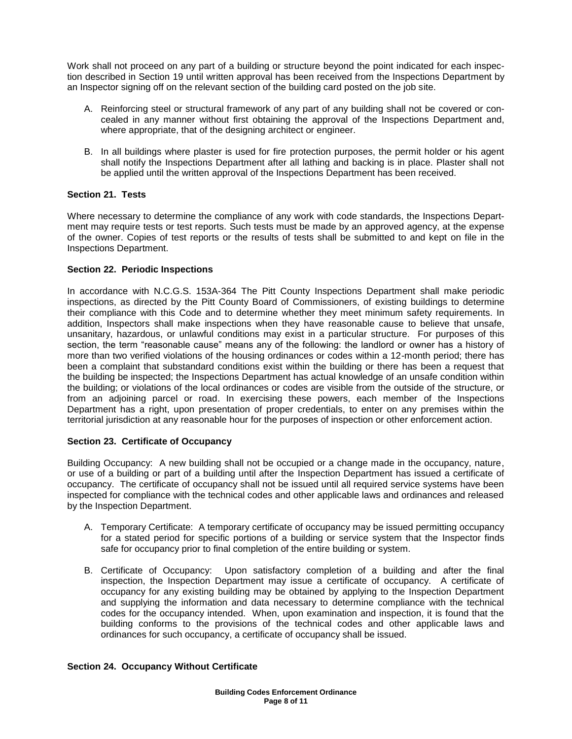Work shall not proceed on any part of a building or structure beyond the point indicated for each inspection described in Section 19 until written approval has been received from the Inspections Department by an Inspector signing off on the relevant section of the building card posted on the job site.

A. Reinforcing steel or structural framework of any part of any building shall not be covered or concealed in any manner without first obtaining the approval of the Inspections Department and, where appropriate, that of the designing architect or engineer.

B. In all buildings where plaster is used for fire protection purposes, the permit holder or his agent shall notify the Inspections Department after all lathing and backing is in place. Plaster shall not be applied until the written approval of the Inspections Department has been received.

### Section 21. Tests

Where necessary to determine the compliance of any work with code standards, the Inspections Department may require tests or test reports. Such tests must be made by an approved agency, at the expense of the owner. Copies of test reports or the results of tests shall be submitted to and kept on file in the Inspections Department.

### Section 22. Periodic Inspections

In accordance with N.C.G.S. 153A-364 The Pitt County Inspections Department shall make periodic inspections, as directed by the Pitt County Board of Commissioners, of existing buildings to determine their compliance with this Code and to determine whether they meet minimum safety requirements. In addition, Inspectors shall make inspections when they have reasonable cause to believe that unsafe, unsanitary, hazardous, or unlawful conditions may exist in a particular structure. For purposes of this section, the term "reasonable cause" means any of the following: the landlord or owner has a history of more than two verified violations of the housing ordinances or codes within a 12-month period; there has been a complaint that substandard conditions exist within the building or there has been a request that the building be inspected; the Inspections Department has actual knowledge of an unsafe condition within the building; or violations of the local ordinances or codes are visible from the outside of the structure, or from an adjoining parcel or road. In exercising these powers, each member of the Inspections Department has a right, upon presentation of proper credentials, to enter on any premises within the territorial jurisdiction at any reasonable hour for the purposes of inspection or other enforcement action.

### Section 23. Certificate of Occupancy

Building Occupancy: A new building shall not be occupied or a change made in the occupancy, nature, or use of a building or part of a building until after the Inspection Department has issued a certificate of occupancy. The certificate of occupancy shall not be issued until all required service systems have been inspected for compliance with the technical codes and other applicable laws and ordinances and released by the Inspection Department.

A. Temporary Certificate: A temporary certificate of occupancy may be issued permitting occupancy for a stated period for specific portions of a building or service system that the Inspector finds safe for occupancy prior to final completion of the entire building or system.

B. Certificate of Occupancy: Upon satisfactory completion of a building and after the final inspection, the Inspection Department may issue a certificate of occupancy. A certificate of occupancy for any existing building may be obtained by applying to the Inspection Department and supplying the information and data necessary to determine compliance with the technical codes for the occupancy intended. When, upon examination and inspection, it is found that the building conforms to the provisions of the technical codes and other applicable laws and ordinances for such occupancy, a certificate of occupancy shall be issued.

### Section 24. Occupancy Without Certificate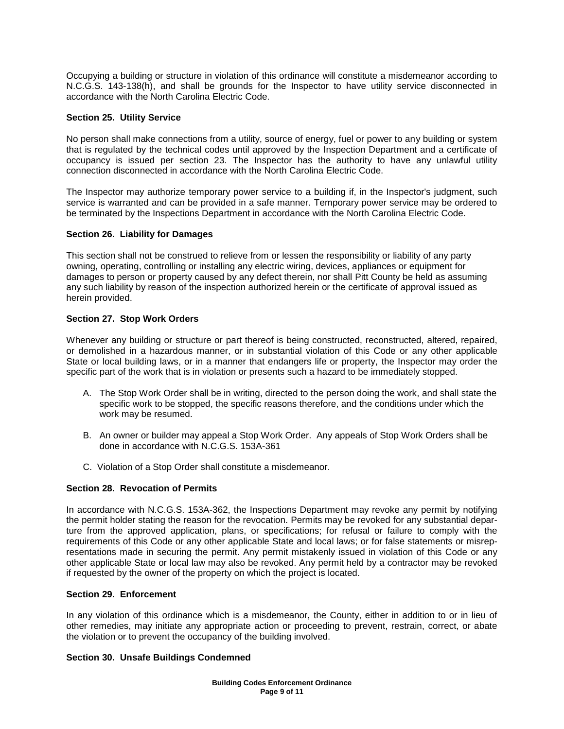Occupying a building or structure in violation of this ordinance will constitute a misdemeanor according to N.C.G.S. 143-138(h), and shall be grounds for the Inspector to have utility service disconnected in accordance with the North Carolina Electric Code.

**Section 25. Utility Service**

No person shall make connections from a utility, source of energy, fuel or power to any building or system that is regulated by the technical codes until approved by the Inspection Department and a certificate of occupancy is issued per section 23. The Inspector has the authority to have any unlawful utility connection disconnected in accordance with the North Carolina Electric Code.

The Inspector may authorize temporary power service to a building if, in the Inspector's judgment, such service is warranted and can be provided in a safe manner. Temporary power service may be ordered to be terminated by the Inspections Department in accordance with the North Carolina Electric Code.

**Section 26. Liability for Damages**

This section shall not be construed to relieve from or lessen the responsibility or liability of any party owning, operating, controlling or installing any electric wiring, devices, appliances or equipment for damages to person or property caused by any defect therein, nor shall Pitt County be held as assuming any such liability by reason of the inspection authorized herein or the certificate of approval issued as herein provided.

**Section 27. Stop Work Orders**

Whenever any building or structure or part thereof is being constructed, reconstructed, altered, repaired, or demolished in a hazardous manner, or in substantial violation of this Code or any other applicable State or local building laws, or in a manner that endangers life or property, the Inspector may order the specific part of the work that is in violation or presents such a hazard to be immediately stopped.

A. The Stop Work Order shall be in writing, directed to the person doing the work, and shall state the specific work to be stopped, the specific reasons therefore, and the conditions under which the work may be resumed.

B. An owner or builder may appeal a Stop Work Order. Any appeals of Stop Work Orders shall be done in accordance with N.C.G.S. 153A-361

C. Violation of a Stop Order shall constitute a misdemeanor.

**Section 28. Revocation of Permits**

In accordance with N.C.G.S. 153A-362, the Inspections Department may revoke any permit by notifying the permit holder stating the reason for the revocation. Permits may be revoked for any substantial departure from the approved application, plans, or specifications; for refusal or failure to comply with the requirements of this Code or any other applicable State and local laws; or for false statements or misrepresentations made in securing the permit. Any permit mistakenly issued in violation of this Code or any other applicable State or local law may also be revoked. Any permit held by a contractor may be revoked if requested by the owner of the property on which the project is located.

**Section 29. Enforcement**

In any violation of this ordinance which is a misdemeanor, the County, either in addition to or in lieu of other remedies, may initiate any appropriate action or proceeding to prevent, restrain, correct, or abate the violation or to prevent the occupancy of the building involved.

**Section 30. Unsafe Buildings Condemned**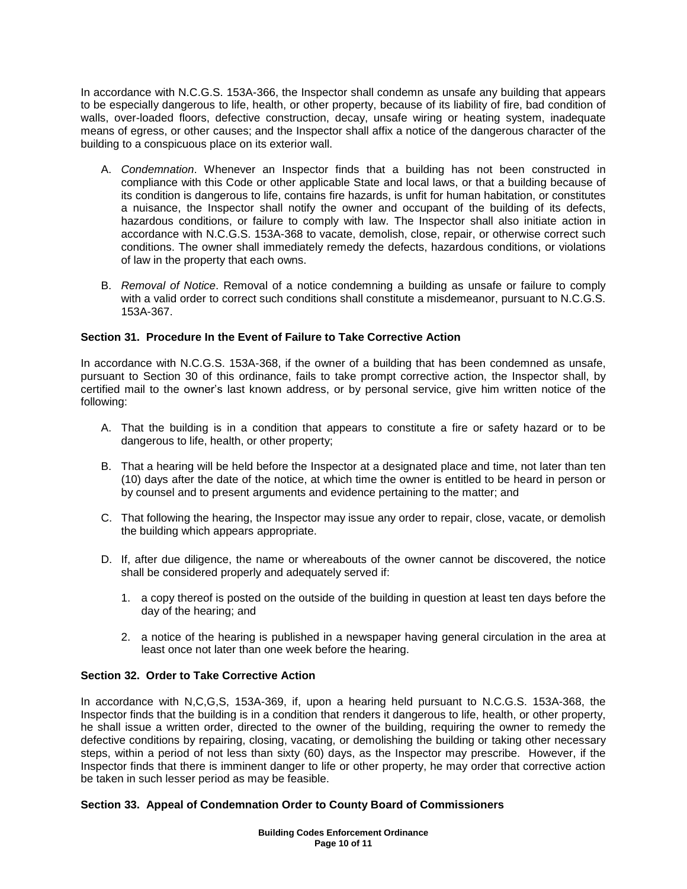In accordance with N.C.G.S. 153A-366, the Inspector shall condemn as unsafe any building that appears to be especially dangerous to life, health, or other property, because of its liability of fire, bad condition of walls, over-loaded floors, defective construction, decay, unsafe wiring or heating system, inadequate means of egress, or other causes; and the Inspector shall affix a notice of the dangerous character of the building to a conspicuous place on its exterior wall.

A. *Condemnation*. Whenever an Inspector finds that a building has not been constructed in compliance with this Code or other applicable State and local laws, or that a building because of its condition is dangerous to life, contains fire hazards, is unfit for human habitation, or constitutes a nuisance, the Inspector shall notify the owner and occupant of the building of its defects, hazardous conditions, or failure to comply with law. The Inspector shall also initiate action in accordance with N.C.G.S. 153A-368 to vacate, demolish, close, repair, or otherwise correct such conditions. The owner shall immediately remedy the defects, hazardous conditions, or violations of law in the property that each owns.

B. *Removal of Notice*. Removal of a notice condemning a building as unsafe or failure to comply with a valid order to correct such conditions shall constitute a misdemeanor, pursuant to N.C.G.S. 153A-367.

**Section 31. Procedure In the Event of Failure to Take Corrective Action**

In accordance with N.C.G.S. 153A-368, if the owner of a building that has been condemned as unsafe, pursuant to Section 30 of this ordinance, fails to take prompt corrective action, the Inspector shall, by certified mail to the owner's last known address, or by personal service, give him written notice of the following:

A. That the building is in a condition that appears to constitute a fire or safety hazard or to be dangerous to life, health, or other property;

B. That a hearing will be held before the Inspector at a designated place and time, not later than ten (10) days after the date of the notice, at which time the owner is entitled to be heard in person or by counsel and to present arguments and evidence pertaining to the matter; and

C. That following the hearing, the Inspector may issue any order to repair, close, vacate, or demolish the building which appears appropriate.

D. If, after due diligence, the name or whereabouts of the owner cannot be discovered, the notice shall be considered properly and adequately served if:

   1. a copy thereof is posted on the outside of the building in question at least ten days before the day of the hearing; and

   2. a notice of the hearing is published in a newspaper having general circulation in the area at least once not later than one week before the hearing.

**Section 32. Order to Take Corrective Action**

In accordance with N,C,G,S, 153A-369, if, upon a hearing held pursuant to N.C.G.S. 153A-368, the Inspector finds that the building is in a condition that renders it dangerous to life, health, or other property, he shall issue a written order, directed to the owner of the building, requiring the owner to remedy the defective conditions by repairing, closing, vacating, or demolishing the building or taking other necessary steps, within a period of not less than sixty (60) days, as the Inspector may prescribe. However, if the Inspector finds that there is imminent danger to life or other property, he may order that corrective action be taken in such lesser period as may be feasible.

**Section 33. Appeal of Condemnation Order to County Board of Commissioners**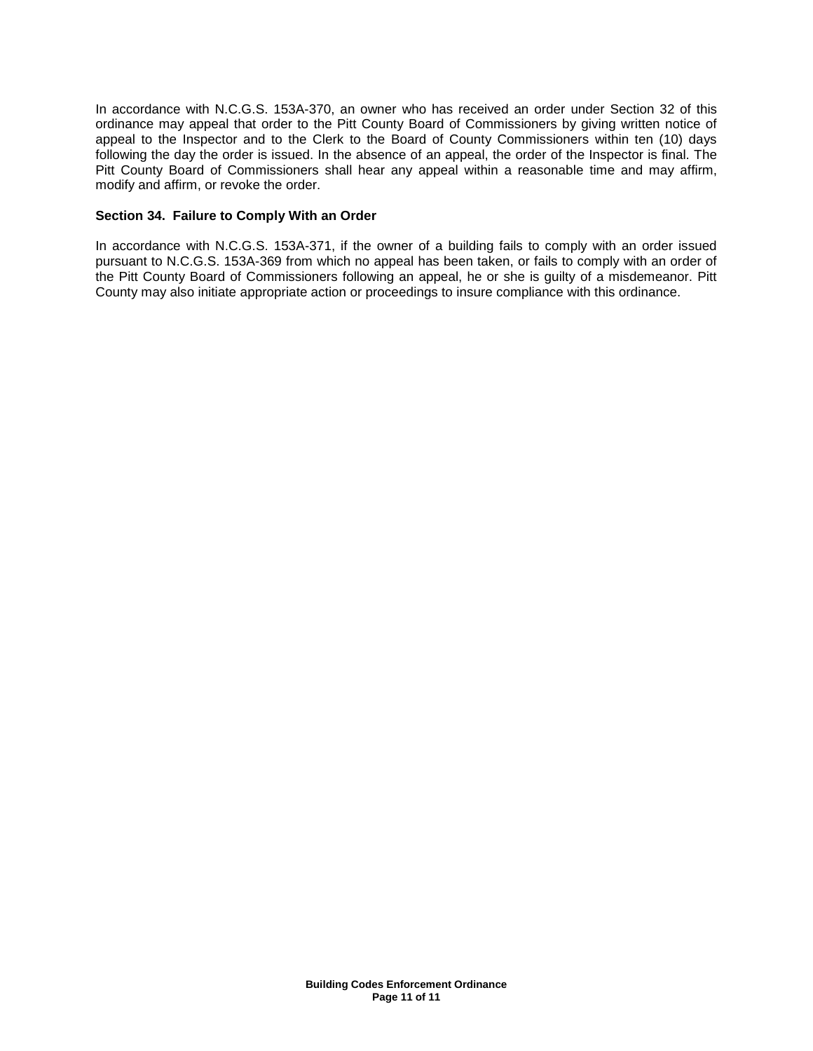In accordance with N.C.G.S. 153A-370, an owner who has received an order under Section 32 of this ordinance may appeal that order to the Pitt County Board of Commissioners by giving written notice of appeal to the Inspector and to the Clerk to the Board of County Commissioners within ten (10) days following the day the order is issued. In the absence of an appeal, the order of the Inspector is final. The Pitt County Board of Commissioners shall hear any appeal within a reasonable time and may affirm, modify and affirm, or revoke the order.

**Section 34. Failure to Comply With an Order**

In accordance with N.C.G.S. 153A-371, if the owner of a building fails to comply with an order issued pursuant to N.C.G.S. 153A-369 from which no appeal has been taken, or fails to comply with an order of the Pitt County Board of Commissioners following an appeal, he or she is guilty of a misdemeanor. Pitt County may also initiate appropriate action or proceedings to insure compliance with this ordinance.